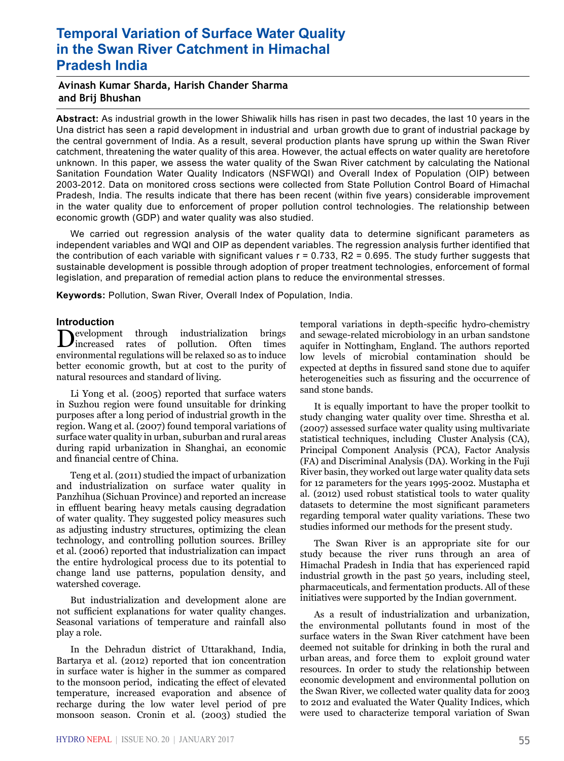# Temporal Variation of Surface Water Quality in the Swan River Catchment in Himachal Pradesh India

**Avinash Kumar Sharda, Harish Chander Sharma and Brij Bhushan**

**Abstract:** As industrial growth in the lower Shiwalik hills has risen in past two decades, the last 10 years in the Una district has seen a rapid development in industrial and urban growth due to grant of industrial package by the central government of India. As a result, several production plants have sprung up within the Swan River catchment, threatening the water quality of this area. However, the actual effects on water quality are heretofore unknown. In this paper, we assess the water quality of the Swan River catchment by calculating the National Sanitation Foundation Water Quality Indicators (NSFWQI) and Overall Index of Population (OIP) between 2003-2012. Data on monitored cross sections were collected from State Pollution Control Board of Himachal Pradesh, India. The results indicate that there has been recent (within five years) considerable improvement in the water quality due to enforcement of proper pollution control technologies. The relationship between economic growth (GDP) and water quality was also studied.

We carried out regression analysis of the water quality data to determine significant parameters as independent variables and WQI and OIP as dependent variables. The regression analysis further identified that the contribution of each variable with significant values r = 0.733, R2 = 0.695. The study further suggests that sustainable development is possible through adoption of proper treatment technologies, enforcement of formal legislation, and preparation of remedial action plans to reduce the environmental stresses.

**Keywords:** Pollution, Swan River, Overall Index of Population, India.

## Introduction

Development through industrialization brings increased rates of pollution. Often times environmental regulations will be relaxed so as to induce better economic growth, but at cost to the purity of natural resources and standard of living.

Li Yong et al. (2005) reported that surface waters in Suzhou region were found unsuitable for drinking purposes after a long period of industrial growth in the region. Wang et al. (2007) found temporal variations of surface water quality in urban, suburban and rural areas during rapid urbanization in Shanghai, an economic and financial centre of China.

Teng et al. (2011) studied the impact of urbanization and industrialization on surface water quality in Panzhihua (Sichuan Province) and reported an increase in effluent bearing heavy metals causing degradation of water quality. They suggested policy measures such as adjusting industry structures, optimizing the clean technology, and controlling pollution sources. Brilley et al. (2006) reported that industrialization can impact the entire hydrological process due to its potential to change land use patterns, population density, and watershed coverage.

But industrialization and development alone are not sufficient explanations for water quality changes. Seasonal variations of temperature and rainfall also play a role.

In the Dehradun district of Uttarakhand, India, Bartarya et al. (2012) reported that ion concentration in surface water is higher in the summer as compared to the monsoon period, indicating the effect of elevated temperature, increased evaporation and absence of recharge during the low water level period of pre monsoon season. Cronin et al. (2003) studied the temporal variations in depth-specific hydro-chemistry and sewage-related microbiology in an urban sandstone aquifer in Nottingham, England. The authors reported low levels of microbial contamination should be expected at depths in fissured sand stone due to aquifer heterogeneities such as fissuring and the occurrence of sand stone bands.

It is equally important to have the proper toolkit to study changing water quality over time. Shrestha et al. (2007) assessed surface water quality using multivariate statistical techniques, including Cluster Analysis (CA), Principal Component Analysis (PCA), Factor Analysis (FA) and Discriminal Analysis (DA). Working in the Fuji River basin, they worked out large water quality data sets for 12 parameters for the years 1995-2002. Mustapha et al. (2012) used robust statistical tools to water quality datasets to determine the most significant parameters regarding temporal water quality variations. These two studies informed our methods for the present study.

The Swan River is an appropriate site for our study because the river runs through an area of Himachal Pradesh in India that has experienced rapid industrial growth in the past 50 years, including steel, pharmaceuticals, and fermentation products. All of these initiatives were supported by the Indian government.

As a result of industrialization and urbanization, the environmental pollutants found in most of the surface waters in the Swan River catchment have been deemed not suitable for drinking in both the rural and urban areas, and force them to exploit ground water resources. In order to study the relationship between economic development and environmental pollution on the Swan River, we collected water quality data for 2003 to 2012 and evaluated the Water Quality Indices, which were used to characterize temporal variation of Swan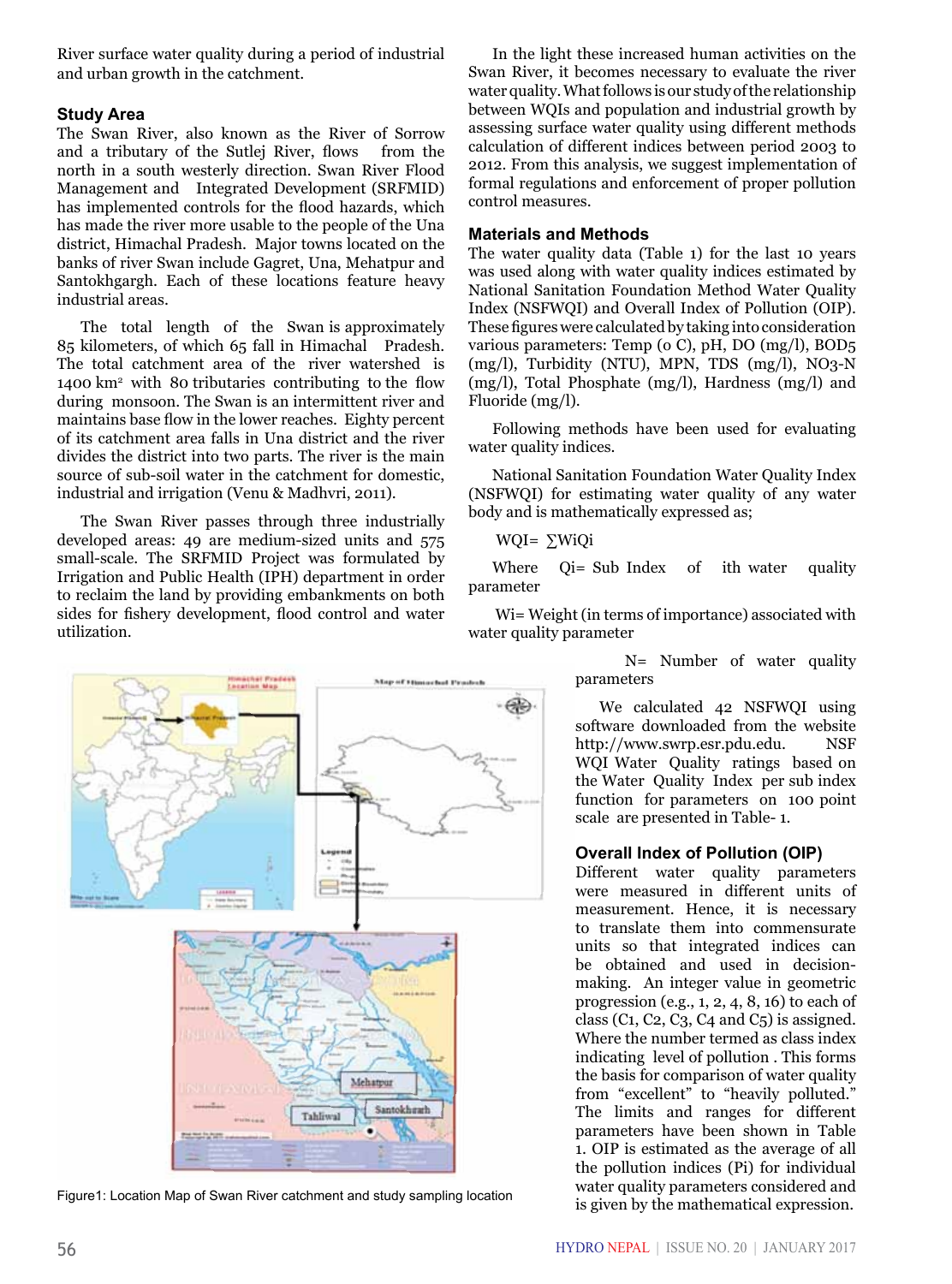River surface water quality during a period of industrial and urban growth in the catchment.

## Study Area

The Swan River, also known as the River of Sorrow and a tributary of the Sutlej River, flows from the north in a south westerly direction. Swan River Flood Management and Integrated Development (SRFMID) has implemented controls for the flood hazards, which has made the river more usable to the people of the Una district, Himachal Pradesh. Major towns located on the banks of river Swan include Gagret, Una, Mehatpur and Santokhgargh. Each of these locations feature heavy industrial areas.

The total length of the Swan is approximately 85 kilometers, of which 65 fall in Himachal Pradesh. The total catchment area of the river watershed is 1400 km² with 80 tributaries contributing to the flow during monsoon. The Swan is an intermittent river and maintains base flow in the lower reaches. Eighty percent of its catchment area falls in Una district and the river divides the district into two parts. The river is the main source of sub-soil water in the catchment for domestic, industrial and irrigation (Venu & Madhvri, 2011).

The Swan River passes through three industrially developed areas: 49 are medium-sized units and 575 small-scale. The SRFMID Project was formulated by Irrigation and Public Health (IPH) department in order to reclaim the land by providing embankments on both sides for fishery development, flood control and water utilization.

Figure1: Location Map of Swan River catchment and study sampling location

In the light these increased human activities on the Swan River, it becomes necessary to evaluate the river water quality. What follows is our study of the relationship between WQIs and population and industrial growth by assessing surface water quality using different methods calculation of different indices between period 2003 to 2012. From this analysis, we suggest implementation of formal regulations and enforcement of proper pollution control measures.

## Materials and Methods

The water quality data (Table 1) for the last 10 years was used along with water quality indices estimated by National Sanitation Foundation Method Water Quality Index (NSFWQI) and Overall Index of Pollution (OIP). These figures were calculated by taking into consideration various parameters: Temp (o C), pH, DO (mg/l), BOD5 (mg/l), Turbidity (NTU), MPN, TDS (mg/l), NO3-N (mg/l), Total Phosphate (mg/l), Hardness (mg/l) and Fluoride (mg/l).

Following methods have been used for evaluating water quality indices.

National Sanitation Foundation Water Quality Index (NSFWQI) for estimating water quality of any water body and is mathematically expressed as;

$$WQI = \sum W_i Q_i$$

Where $Q_i$= Sub Index of ith water quality parameter

$W_i$= Weight (in terms of importance) associated with water quality parameter

N= Number of water quality parameters

We calculated 42 NSFWQI using software downloaded from the website http://www.swrp.esr.pdu.edu. NSF WQI Water Quality ratings based on the Water Quality Index per sub index function for parameters on 100 point scale are presented in Table- 1.

## Overall Index of Pollution (OIP)

Different water quality parameters were measured in different units of measurement. Hence, it is necessary to translate them into commensurate units so that integrated indices can be obtained and used in decision-making. An integer value in geometric progression (e.g., 1, 2, 4, 8, 16) to each of class (C1, C2, C3, C4 and C5) is assigned. Where the number termed as class index indicating level of pollution . This forms the basis for comparison of water quality from "excellent" to "heavily polluted." The limits and ranges for different parameters have been shown in Table 1. OIP is estimated as the average of all the pollution indices ($P_i$) for individual water quality parameters considered and is given by the mathematical expression.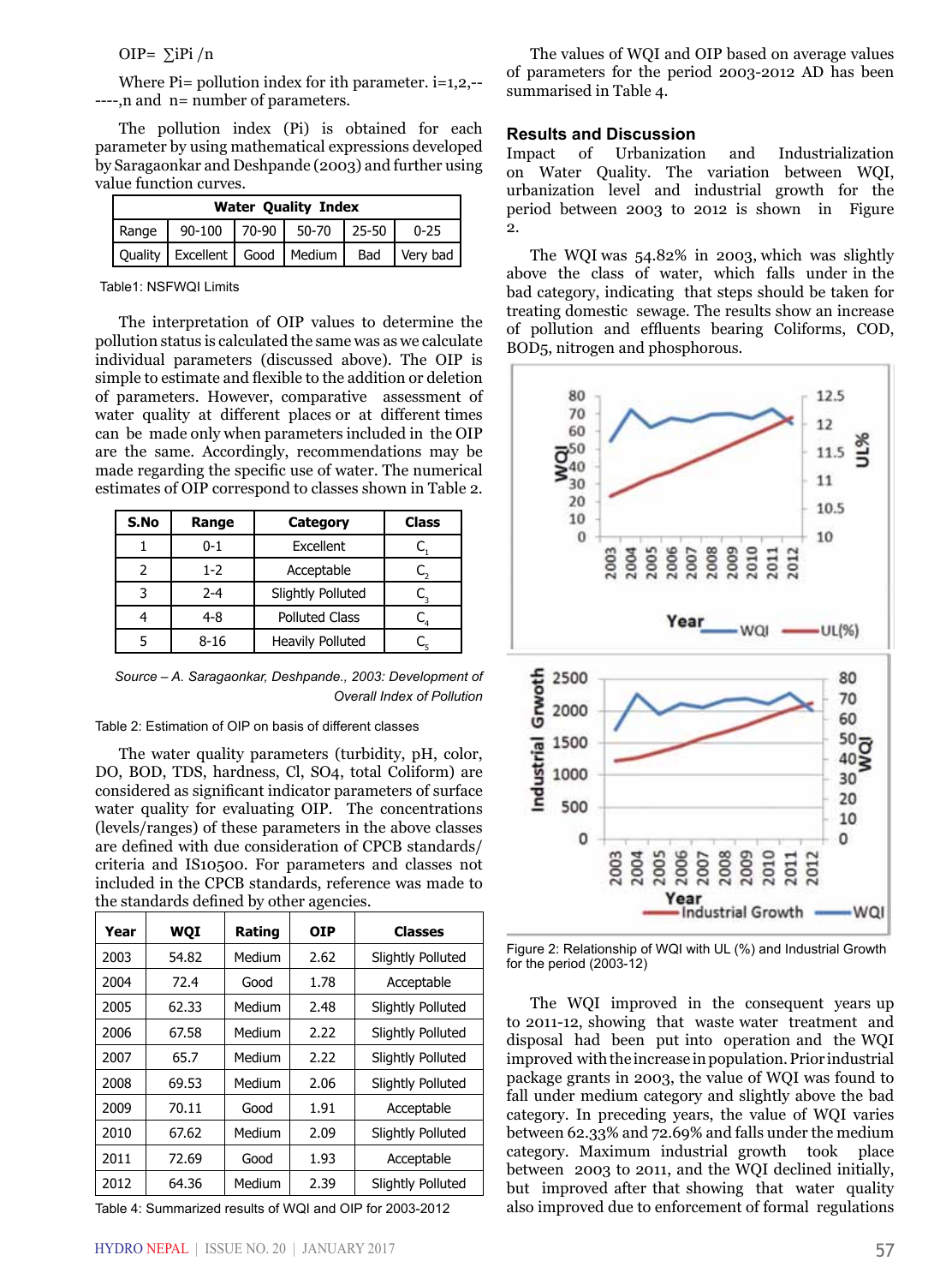$$OIP = \sum iPi / n$$

Where Pi= pollution index for ith parameter. i=1,2,------,n and n= number of parameters.

The pollution index (Pi) is obtained for each parameter by using mathematical expressions developed by Saragaonkar and Deshpande (2003) and further using value function curves.

| Water Quality Index | | | | | |
|---|---|---|---|---|---|
| Range | 90-100 | 70-90 | 50-70 | 25-50 | 0-25 |
| Quality | Excellent | Good | Medium | Bad | Very bad |

Table1: NSFWQI Limits

The interpretation of OIP values to determine the pollution status is calculated the same was as we calculate individual parameters (discussed above). The OIP is simple to estimate and flexible to the addition or deletion of parameters. However, comparative assessment of water quality at different places or at different times can be made only when parameters included in the OIP are the same. Accordingly, recommendations may be made regarding the specific use of water. The numerical estimates of OIP correspond to classes shown in Table 2.

| S.No | Range | Category | Class |
|---|---|---|---|
| 1 | 0-1 | Excellent | $C_1$ |
| 2 | 1-2 | Acceptable | $C_2$ |
| 3 | 2-4 | Slightly Polluted | $C_3$ |
| 4 | 4-8 | Polluted Class | $C_4$ |
| 5 | 8-16 | Heavily Polluted | $C_5$ |

*Source – A. Saragaonkar, Deshpande., 2003: Development of Overall Index of Pollution*

Table 2: Estimation of OIP on basis of different classes

The water quality parameters (turbidity, pH, color, DO, BOD, TDS, hardness, Cl, SO4, total Coliform) are considered as significant indicator parameters of surface water quality for evaluating OIP. The concentrations (levels/ranges) of these parameters in the above classes are defined with due consideration of CPCB standards/criteria and IS10500. For parameters and classes not included in the CPCB standards, reference was made to the standards defined by other agencies.

| Year | WQI | Rating | OIP | Classes |
|---|---|---|---|---|
| 2003 | 54.82 | Medium | 2.62 | Slightly Polluted |
| 2004 | 72.4 | Good | 1.78 | Acceptable |
| 2005 | 62.33 | Medium | 2.48 | Slightly Polluted |
| 2006 | 67.58 | Medium | 2.22 | Slightly Polluted |
| 2007 | 65.7 | Medium | 2.22 | Slightly Polluted |
| 2008 | 69.53 | Medium | 2.06 | Slightly Polluted |
| 2009 | 70.11 | Good | 1.91 | Acceptable |
| 2010 | 67.62 | Medium | 2.09 | Slightly Polluted |
| 2011 | 72.69 | Good | 1.93 | Acceptable |
| 2012 | 64.36 | Medium | 2.39 | Slightly Polluted |

Table 4: Summarized results of WQI and OIP for 2003-2012

The values of WQI and OIP based on average values of parameters for the period 2003-2012 AD has been summarised in Table 4.

## Results and Discussion

Impact of Urbanization and Industrialization on Water Quality. The variation between WQI, urbanization level and industrial growth for the period between 2003 to 2012 is shown in Figure 2.

The WQI was 54.82% in 2003, which was slightly above the class of water, which falls under in the bad category, indicating that steps should be taken for treating domestic sewage. The results show an increase of pollution and effluents bearing Coliforms, COD, BOD5, nitrogen and phosphorous.

Figure 2: Relationship of WQI with UL (%) and Industrial Growth for the period (2003-12)

The WQI improved in the consequent years up to 2011-12, showing that waste water treatment and disposal had been put into operation and the WQI improved with the increase in population. Prior industrial package grants in 2003, the value of WQI was found to fall under medium category and slightly above the bad category. In preceding years, the value of WQI varies between 62.33% and 72.69% and falls under the medium category. Maximum industrial growth took place between 2003 to 2011, and the WQI declined initially, but improved after that showing that water quality also improved due to enforcement of formal regulations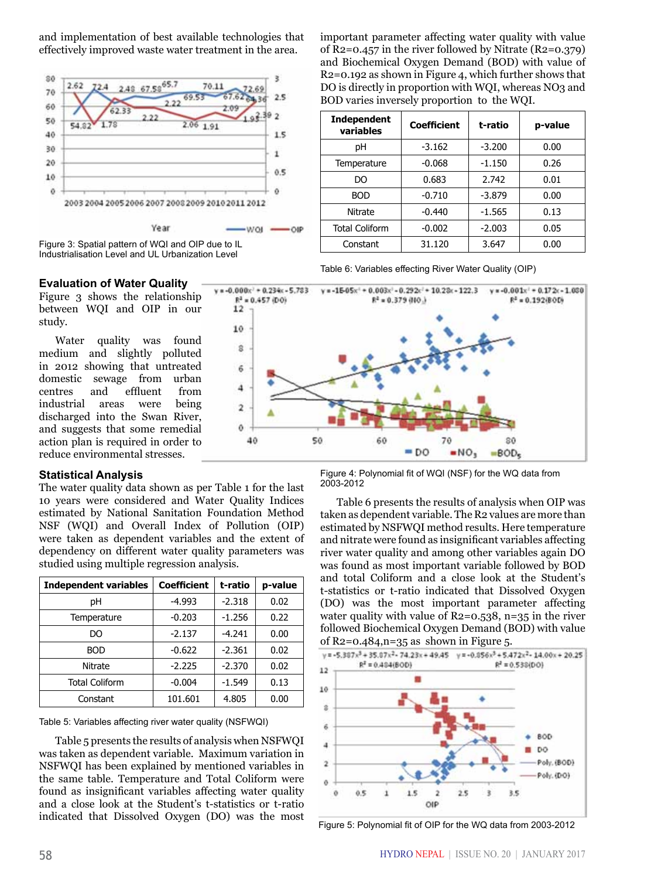and implementation of best available technologies that effectively improved waste water treatment in the area.

Figure 3: Spatial pattern of WQI and OIP due to IL Industrialisation Level and UL Urbanization Level

## Evaluation of Water Quality

Figure 3 shows the relationship between WQI and OIP in our study.

Water quality was found medium and slightly polluted in 2012 showing that untreated domestic sewage from urban centres and effluent from industrial areas were being discharged into the Swan River, and suggests that some remedial action plan is required in order to reduce environmental stresses.

## Statistical Analysis

The water quality data shown as per Table 1 for the last 10 years were considered and Water Quality Indices estimated by National Sanitation Foundation Method NSF (WQI) and Overall Index of Pollution (OIP) were taken as dependent variables and the extent of dependency on different water quality parameters was studied using multiple regression analysis.

| Independent variables | Coefficient | t-ratio | p-value |
|---|---|---|---|
| pH | -4.993 | -2.318 | 0.02 |
| Temperature | -0.203 | -1.256 | 0.22 |
| DO | -2.137 | -4.241 | 0.00 |
| BOD | -0.622 | -2.361 | 0.02 |
| Nitrate | -2.225 | -2.370 | 0.02 |
| Total Coliform | -0.004 | -1.549 | 0.13 |
| Constant | 101.601 | 4.805 | 0.00 |

Table 5: Variables affecting river water quality (NSFWQI)

Table 5 presents the results of analysis when NSFWQI was taken as dependent variable. Maximum variation in NSFWQI has been explained by mentioned variables in the same table. Temperature and Total Coliform were found as insignificant variables affecting water quality and a close look at the Student's t-statistics or t-ratio indicated that Dissolved Oxygen (DO) was the most important parameter affecting water quality with value of R2=0.457 in the river followed by Nitrate (R2=0.379) and Biochemical Oxygen Demand (BOD) with value of R2=0.192 as shown in Figure 4, which further shows that DO is directly in proportion with WQI, whereas NO3 and BOD varies inversely proportion to the WQI.

| Independent variables | Coefficient | t-ratio | p-value |
|---|---|---|---|
| pH | -3.162 | -3.200 | 0.00 |
| Temperature | -0.068 | -1.150 | 0.26 |
| DO | 0.683 | 2.742 | 0.01 |
| BOD | -0.710 | -3.879 | 0.00 |
| Nitrate | -0.440 | -1.565 | 0.13 |
| Total Coliform | -0.002 | -2.003 | 0.05 |
| Constant | 31.120 | 3.647 | 0.00 |

Table 6: Variables effecting River Water Quality (OIP)

Figure 4: Polynomial fit of WQI (NSF) for the WQ data from 2003-2012

Table 6 presents the results of analysis when OIP was taken as dependent variable. The R2 values are more than estimated by NSFWQI method results. Here temperature and nitrate were found as insignificant variables affecting river water quality and among other variables again DO was found as most important variable followed by BOD and total Coliform and a close look at the Student's t-statistics or t-ratio indicated that Dissolved Oxygen (DO) was the most important parameter affecting water quality with value of R2=0.538, n=35 in the river followed Biochemical Oxygen Demand (BOD) with value of R2=0.484,n=35 as shown in Figure 5.

Figure 5: Polynomial fit of OIP for the WQ data from 2003-2012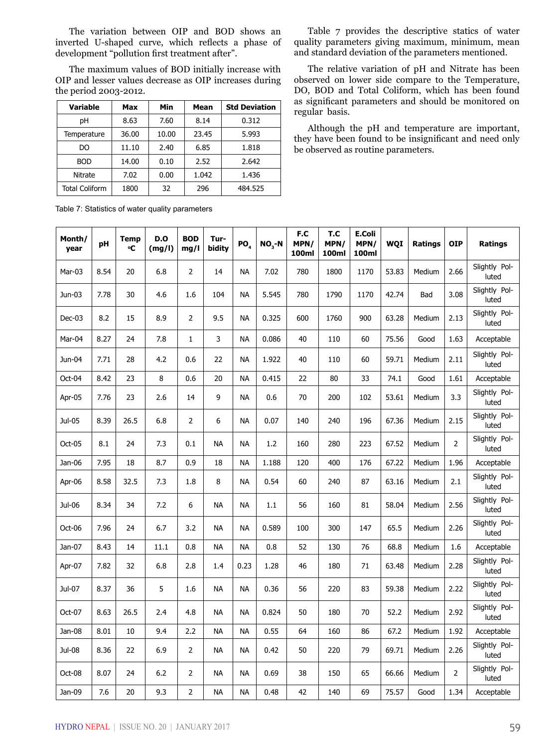The variation between OIP and BOD shows an inverted U-shaped curve, which reflects a phase of development "pollution first treatment after".

The maximum values of BOD initially increase with OIP and lesser values decrease as OIP increases during the period 2003-2012.

| Variable | Max | Min | Mean | Std Deviation |
|---|---|---|---|---|
| pH | 8.63 | 7.60 | 8.14 | 0.312 |
| Temperature | 36.00 | 10.00 | 23.45 | 5.993 |
| DO | 11.10 | 2.40 | 6.85 | 1.818 |
| BOD | 14.00 | 0.10 | 2.52 | 2.642 |
| Nitrate | 7.02 | 0.00 | 1.042 | 1.436 |
| Total Coliform | 1800 | 32 | 296 | 484.525 |

Table 7: Statistics of water quality parameters

Table 7 provides the descriptive statics of water quality parameters giving maximum, minimum, mean and standard deviation of the parameters mentioned.

The relative variation of pH and Nitrate has been observed on lower side compare to the Temperature, DO, BOD and Total Coliform, which has been found as significant parameters and should be monitored on regular basis.

Although the pH and temperature are important, they have been found to be insignificant and need only be observed as routine parameters.

| Month/ year | pH | Temp °C | D.O (mg/l) | BOD mg/l | Tur-bidity | $PO_4$ | $NO_3$-N | F.C MPN/ 100ml | T.C MPN/ 100ml | E.Coli MPN/ 100ml | WQI | Ratings | OIP | Ratings |
|---|---|---|---|---|---|---|---|---|---|---|---|---|---|---|
| Mar-03 | 8.54 | 20 | 6.8 | 2 | 14 | NA | 7.02 | 780 | 1800 | 1170 | 53.83 | Medium | 2.66 | Slightly Polluted |
| Jun-03 | 7.78 | 30 | 4.6 | 1.6 | 104 | NA | 5.545 | 780 | 1790 | 1170 | 42.74 | Bad | 3.08 | Slightly Polluted |
| Dec-03 | 8.2 | 15 | 8.9 | 2 | 9.5 | NA | 0.325 | 600 | 1760 | 900 | 63.28 | Medium | 2.13 | Slightly Polluted |
| Mar-04 | 8.27 | 24 | 7.8 | 1 | 3 | NA | 0.086 | 40 | 110 | 60 | 75.56 | Good | 1.63 | Acceptable |
| Jun-04 | 7.71 | 28 | 4.2 | 0.6 | 22 | NA | 1.922 | 40 | 110 | 60 | 59.71 | Medium | 2.11 | Slightly Polluted |
| Oct-04 | 8.42 | 23 | 8 | 0.6 | 20 | NA | 0.415 | 22 | 80 | 33 | 74.1 | Good | 1.61 | Acceptable |
| Apr-05 | 7.76 | 23 | 2.6 | 14 | 9 | NA | 0.6 | 70 | 200 | 102 | 53.61 | Medium | 3.3 | Slightly Polluted |
| Jul-05 | 8.39 | 26.5 | 6.8 | 2 | 6 | NA | 0.07 | 140 | 240 | 196 | 67.36 | Medium | 2.15 | Slightly Polluted |
| Oct-05 | 8.1 | 24 | 7.3 | 0.1 | NA | NA | 1.2 | 160 | 280 | 223 | 67.52 | Medium | 2 | Slightly Polluted |
| Jan-06 | 7.95 | 18 | 8.7 | 0.9 | 18 | NA | 1.188 | 120 | 400 | 176 | 67.22 | Medium | 1.96 | Acceptable |
| Apr-06 | 8.58 | 32.5 | 7.3 | 1.8 | 8 | NA | 0.54 | 60 | 240 | 87 | 63.16 | Medium | 2.1 | Slightly Polluted |
| Jul-06 | 8.34 | 34 | 7.2 | 6 | NA | NA | 1.1 | 56 | 160 | 81 | 58.04 | Medium | 2.56 | Slightly Polluted |
| Oct-06 | 7.96 | 24 | 6.7 | 3.2 | NA | NA | 0.589 | 100 | 300 | 147 | 65.5 | Medium | 2.26 | Slightly Polluted |
| Jan-07 | 8.43 | 14 | 11.1 | 0.8 | NA | NA | 0.8 | 52 | 130 | 76 | 68.8 | Medium | 1.6 | Acceptable |
| Apr-07 | 7.82 | 32 | 6.8 | 2.8 | 1.4 | 0.23 | 1.28 | 46 | 180 | 71 | 63.48 | Medium | 2.28 | Slightly Polluted |
| Jul-07 | 8.37 | 36 | 5 | 1.6 | NA | NA | 0.36 | 56 | 220 | 83 | 59.38 | Medium | 2.22 | Slightly Polluted |
| Oct-07 | 8.63 | 26.5 | 2.4 | 4.8 | NA | NA | 0.824 | 50 | 180 | 70 | 52.2 | Medium | 2.92 | Slightly Polluted |
| Jan-08 | 8.01 | 10 | 9.4 | 2.2 | NA | NA | 0.55 | 64 | 160 | 86 | 67.2 | Medium | 1.92 | Acceptable |
| Jul-08 | 8.36 | 22 | 6.9 | 2 | NA | NA | 0.42 | 50 | 220 | 79 | 69.71 | Medium | 2.26 | Slightly Polluted |
| Oct-08 | 8.07 | 24 | 6.2 | 2 | NA | NA | 0.69 | 38 | 150 | 65 | 66.66 | Medium | 2 | Slightly Polluted |
| Jan-09 | 7.6 | 20 | 9.3 | 2 | NA | NA | 0.48 | 42 | 140 | 69 | 75.57 | Good | 1.34 | Acceptable |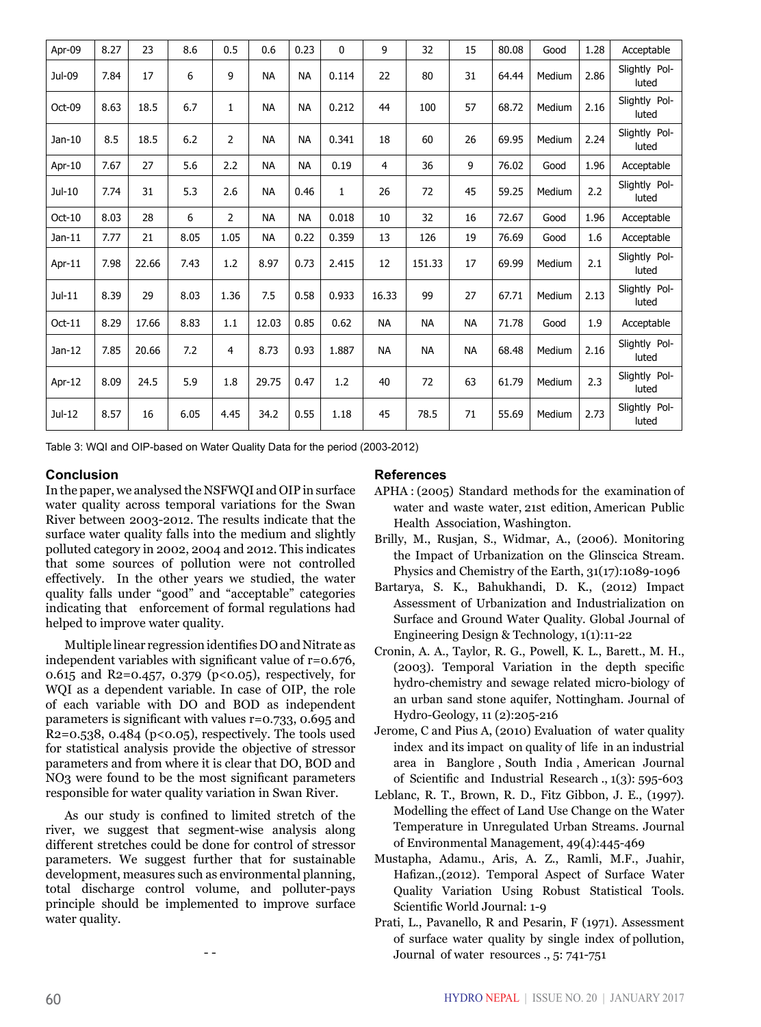| Apr-09 | 8.27 | 23 | 8.6 | 0.5 | 0.6 | 0.23 | 0 | 9 | 32 | 15 | 80.08 | Good | 1.28 | Acceptable |
|---|---|---|---|---|---|---|---|---|---|---|---|---|---|---|
| Jul-09 | 7.84 | 17 | 6 | 9 | NA | NA | 0.114 | 22 | 80 | 31 | 64.44 | Medium | 2.86 | Slightly Polluted |
| Oct-09 | 8.63 | 18.5 | 6.7 | 1 | NA | NA | 0.212 | 44 | 100 | 57 | 68.72 | Medium | 2.16 | Slightly Polluted |
| Jan-10 | 8.5 | 18.5 | 6.2 | 2 | NA | NA | 0.341 | 18 | 60 | 26 | 69.95 | Medium | 2.24 | Slightly Polluted |
| Apr-10 | 7.67 | 27 | 5.6 | 2.2 | NA | NA | 0.19 | 4 | 36 | 9 | 76.02 | Good | 1.96 | Acceptable |
| Jul-10 | 7.74 | 31 | 5.3 | 2.6 | NA | 0.46 | 1 | 26 | 72 | 45 | 59.25 | Medium | 2.2 | Slightly Polluted |
| Oct-10 | 8.03 | 28 | 6 | 2 | NA | NA | 0.018 | 10 | 32 | 16 | 72.67 | Good | 1.96 | Acceptable |
| Jan-11 | 7.77 | 21 | 8.05 | 1.05 | NA | 0.22 | 0.359 | 13 | 126 | 19 | 76.69 | Good | 1.6 | Acceptable |
| Apr-11 | 7.98 | 22.66 | 7.43 | 1.2 | 8.97 | 0.73 | 2.415 | 12 | 151.33 | 17 | 69.99 | Medium | 2.1 | Slightly Polluted |
| Jul-11 | 8.39 | 29 | 8.03 | 1.36 | 7.5 | 0.58 | 0.933 | 16.33 | 99 | 27 | 67.71 | Medium | 2.13 | Slightly Polluted |
| Oct-11 | 8.29 | 17.66 | 8.83 | 1.1 | 12.03 | 0.85 | 0.62 | NA | NA | NA | 71.78 | Good | 1.9 | Acceptable |
| Jan-12 | 7.85 | 20.66 | 7.2 | 4 | 8.73 | 0.93 | 1.887 | NA | NA | NA | 68.48 | Medium | 2.16 | Slightly Polluted |
| Apr-12 | 8.09 | 24.5 | 5.9 | 1.8 | 29.75 | 0.47 | 1.2 | 40 | 72 | 63 | 61.79 | Medium | 2.3 | Slightly Polluted |
| Jul-12 | 8.57 | 16 | 6.05 | 4.45 | 34.2 | 0.55 | 1.18 | 45 | 78.5 | 71 | 55.69 | Medium | 2.73 | Slightly Polluted |

Table 3: WQI and OIP-based on Water Quality Data for the period (2003-2012)

## Conclusion

In the paper, we analysed the NSFWQI and OIP in surface water quality across temporal variations for the Swan River between 2003-2012. The results indicate that the surface water quality falls into the medium and slightly polluted category in 2002, 2004 and 2012. This indicates that some sources of pollution were not controlled effectively. In the other years we studied, the water quality falls under "good" and "acceptable" categories indicating that enforcement of formal regulations had helped to improve water quality.

Multiple linear regression identifies DO and Nitrate as independent variables with significant value of r=0.676, 0.615 and R2=0.457, 0.379 ($p<0.05$), respectively, for WQI as a dependent variable. In case of OIP, the role of each variable with DO and BOD as independent parameters is significant with values r=0.733, 0.695 and R2=0.538, 0.484 ($p<0.05$), respectively. The tools used for statistical analysis provide the objective of stressor parameters and from where it is clear that DO, BOD and NO3 were found to be the most significant parameters responsible for water quality variation in Swan River.

As our study is confined to limited stretch of the river, we suggest that segment-wise analysis along different stretches could be done for control of stressor parameters. We suggest further that for sustainable development, measures such as environmental planning, total discharge control volume, and polluter-pays principle should be implemented to improve surface water quality.

## References

APHA : (2005) Standard methods for the examination of water and waste water, 21st edition, American Public Health Association, Washington.

Brilly, M., Rusjan, S., Widmar, A., (2006). Monitoring the Impact of Urbanization on the Glinscica Stream. Physics and Chemistry of the Earth, 31(17):1089-1096

Bartarya, S. K., Bahukhandi, D. K., (2012) Impact Assessment of Urbanization and Industrialization on Surface and Ground Water Quality. Global Journal of Engineering Design & Technology, 1(1):11-22

Cronin, A. A., Taylor, R. G., Powell, K. L., Barett., M. H., (2003). Temporal Variation in the depth specific hydro-chemistry and sewage related micro-biology of an urban sand stone aquifer, Nottingham. Journal of Hydro-Geology, 11 (2):205-216

Jerome, C and Pius A, (2010) Evaluation of water quality index and its impact on quality of life in an industrial area in Banglore , South India , American Journal of Scientific and Industrial Research ., 1(3): 595-603

Leblanc, R. T., Brown, R. D., Fitz Gibbon, J. E., (1997). Modelling the effect of Land Use Change on the Water Temperature in Unregulated Urban Streams. Journal of Environmental Management, 49(4):445-469

Mustapha, Adamu., Aris, A. Z., Ramli, M.F., Juahir, Hafizan.,(2012). Temporal Aspect of Surface Water Quality Variation Using Robust Statistical Tools. Scientific World Journal: 1-9

Prati, L., Pavanello, R and Pesarin, F (1971). Assessment of surface water quality by single index of pollution, Journal of water resources ., 5: 741-751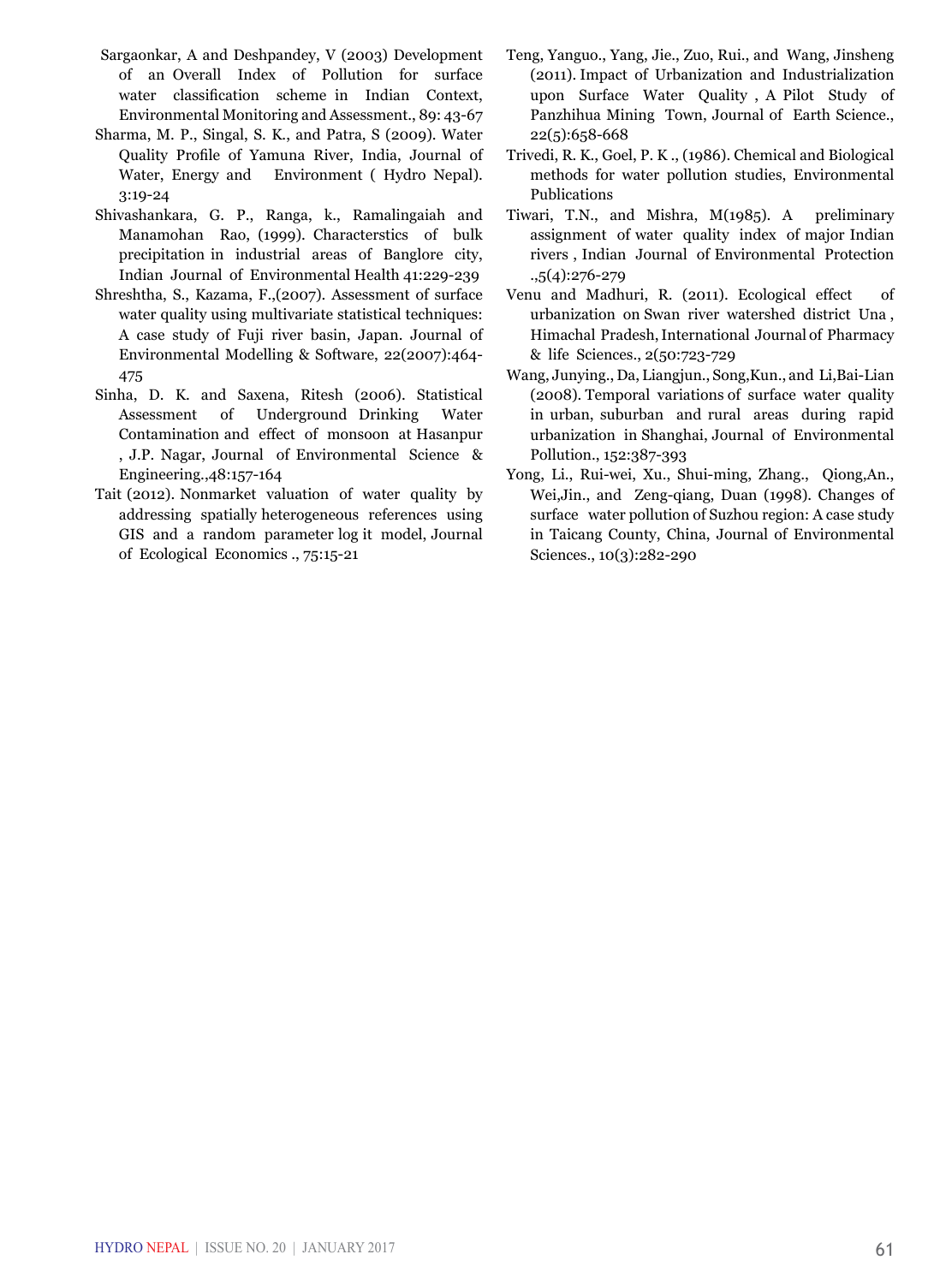Sargaonkar, A and Deshpandey, V (2003) Development of an Overall Index of Pollution for surface water classification scheme in Indian Context, Environmental Monitoring and Assessment., 89: 43-67

Sharma, M. P., Singal, S. K., and Patra, S (2009). Water Quality Profile of Yamuna River, India, Journal of Water, Energy and Environment ( Hydro Nepal). 3:19-24

Shivashankara, G. P., Ranga, k., Ramalingaiah and Manamohan Rao, (1999). Characterstics of bulk precipitation in industrial areas of Banglore city, Indian Journal of Environmental Health 41:229-239

Shreshtha, S., Kazama, F.,(2007). Assessment of surface water quality using multivariate statistical techniques: A case study of Fuji river basin, Japan. Journal of Environmental Modelling & Software, 22(2007):464-475

Sinha, D. K. and Saxena, Ritesh (2006). Statistical Assessment of Underground Drinking Water Contamination and effect of monsoon at Hasanpur , J.P. Nagar, Journal of Environmental Science & Engineering.,48:157-164

Tait (2012). Nonmarket valuation of water quality by addressing spatially heterogeneous references using GIS and a random parameter log it model, Journal of Ecological Economics ., 75:15-21

Teng, Yanguo., Yang, Jie., Zuo, Rui., and Wang, Jinsheng (2011). Impact of Urbanization and Industrialization upon Surface Water Quality , A Pilot Study of Panzhihua Mining Town, Journal of Earth Science., 22(5):658-668

Trivedi, R. K., Goel, P. K ., (1986). Chemical and Biological methods for water pollution studies, Environmental Publications

Tiwari, T.N., and Mishra, M(1985). A preliminary assignment of water quality index of major Indian rivers , Indian Journal of Environmental Protection .,5(4):276-279

Venu and Madhuri, R. (2011). Ecological effect of urbanization on Swan river watershed district Una , Himachal Pradesh, International Journal of Pharmacy & life Sciences., 2(50:723-729

Wang, Junying., Da, Liangjun., Song,Kun., and Li,Bai-Lian (2008). Temporal variations of surface water quality in urban, suburban and rural areas during rapid urbanization in Shanghai, Journal of Environmental Pollution., 152:387-393

Yong, Li., Rui-wei, Xu., Shui-ming, Zhang., Qiong,An., Wei,Jin., and Zeng-qiang, Duan (1998). Changes of surface water pollution of Suzhou region: A case study in Taicang County, China, Journal of Environmental Sciences., 10(3):282-290